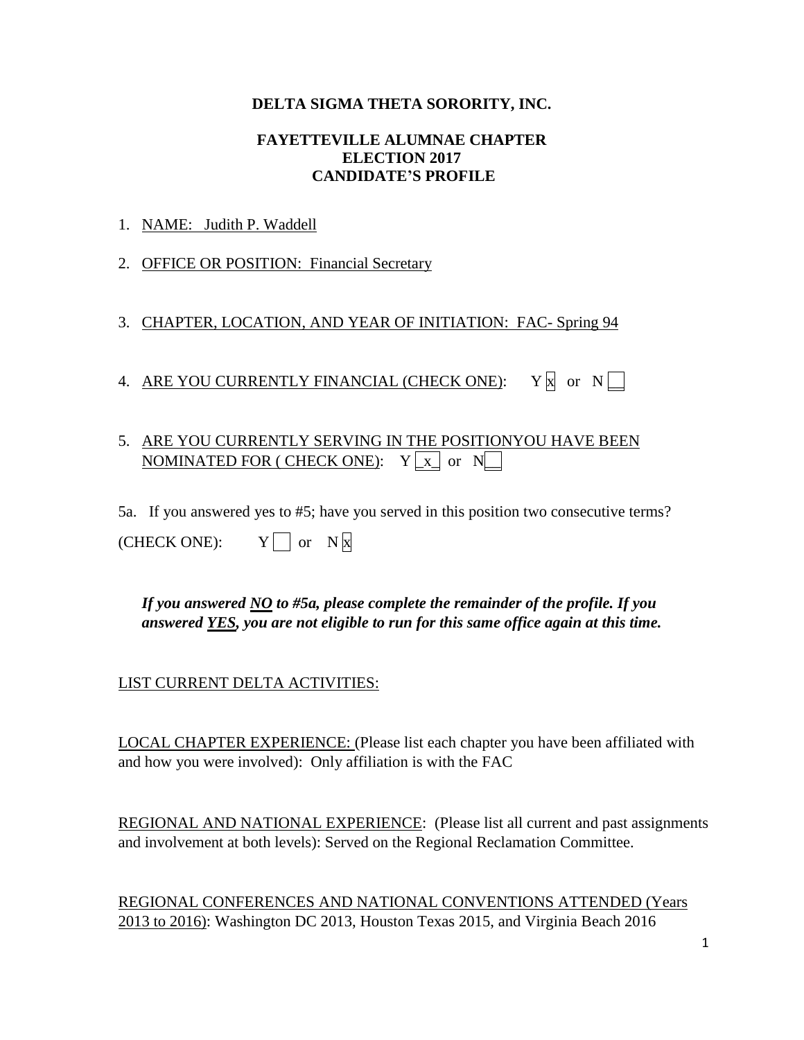**DELTA SIGMA THETA SORORITY, INC.**

**FAYETTEVILLE ALUMNAE CHAPTER**
**ELECTION 2017**
**CANDIDATE'S PROFILE**

1. NAME: Judith P. Waddell

2. OFFICE OR POSITION: Financial Secretary

3. CHAPTER, LOCATION, AND YEAR OF INITIATION: FAC- Spring 94

4. ARE YOU CURRENTLY FINANCIAL (CHECK ONE): Y [x] or N [ ]

5. ARE YOU CURRENTLY SERVING IN THE POSITIONYOU HAVE BEEN NOMINATED FOR ( CHECK ONE): Y [x] or N [ ]

5a. If you answered yes to #5; have you served in this position two consecutive terms?

(CHECK ONE): Y [ ] or N [x]

***If you answered NO to #5a, please complete the remainder of the profile. If you answered YES, you are not eligible to run for this same office again at this time.***

LIST CURRENT DELTA ACTIVITIES:

LOCAL CHAPTER EXPERIENCE: (Please list each chapter you have been affiliated with and how you were involved): Only affiliation is with the FAC

REGIONAL AND NATIONAL EXPERIENCE: (Please list all current and past assignments and involvement at both levels): Served on the Regional Reclamation Committee.

REGIONAL CONFERENCES AND NATIONAL CONVENTIONS ATTENDED (Years 2013 to 2016): Washington DC 2013, Houston Texas 2015, and Virginia Beach 2016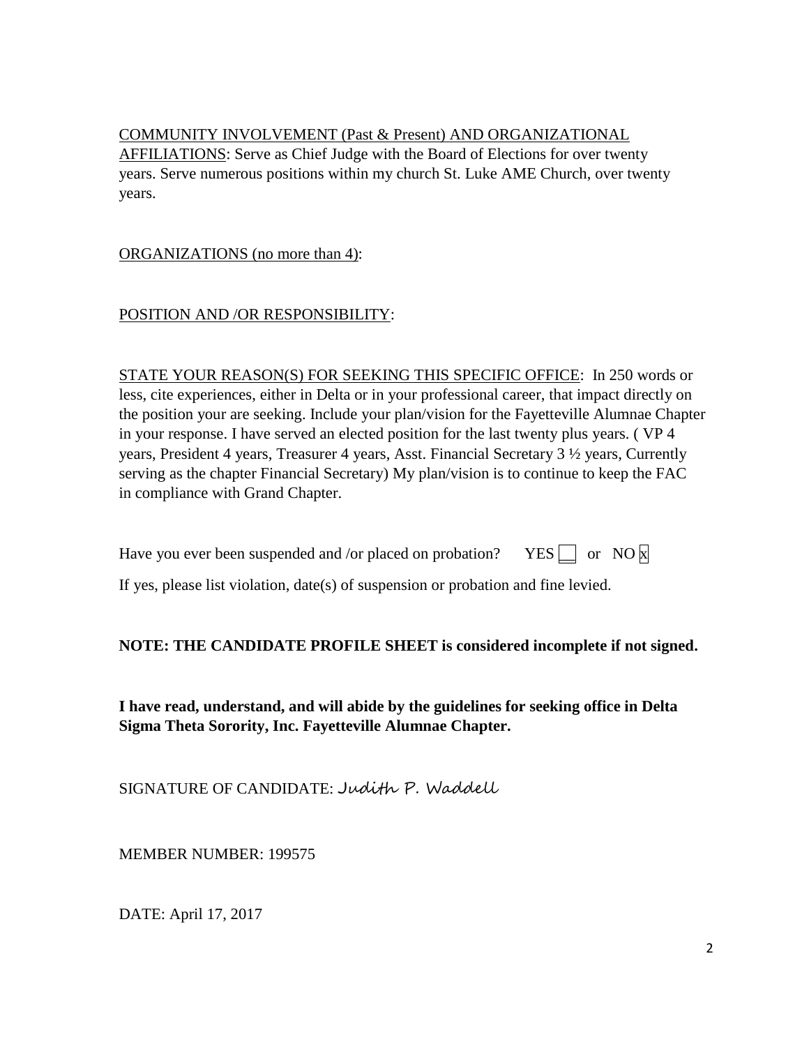<u>COMMUNITY INVOLVEMENT (Past & Present) AND ORGANIZATIONAL AFFILIATIONS</u>: Serve as Chief Judge with the Board of Elections for over twenty years. Serve numerous positions within my church St. Luke AME Church, over twenty years.

<u>ORGANIZATIONS (no more than 4)</u>:

<u>POSITION AND /OR RESPONSIBILITY</u>:

<u>STATE YOUR REASON(S) FOR SEEKING THIS SPECIFIC OFFICE</u>: In 250 words or less, cite experiences, either in Delta or in your professional career, that impact directly on the position your are seeking. Include your plan/vision for the Fayetteville Alumnae Chapter in your response. I have served an elected position for the last twenty plus years. ( VP 4 years, President 4 years, Treasurer 4 years, Asst. Financial Secretary 3 ½ years, Currently serving as the chapter Financial Secretary) My plan/vision is to continue to keep the FAC in compliance with Grand Chapter.

Have you ever been suspended and /or placed on probation? YES ☐ or NO ☒

If yes, please list violation, date(s) of suspension or probation and fine levied.

**NOTE: THE CANDIDATE PROFILE SHEET is considered incomplete if not signed.**

**I have read, understand, and will abide by the guidelines for seeking office in Delta Sigma Theta Sorority, Inc. Fayetteville Alumnae Chapter.**

SIGNATURE OF CANDIDATE: Judith P. Waddell

MEMBER NUMBER: 199575

DATE: April 17, 2017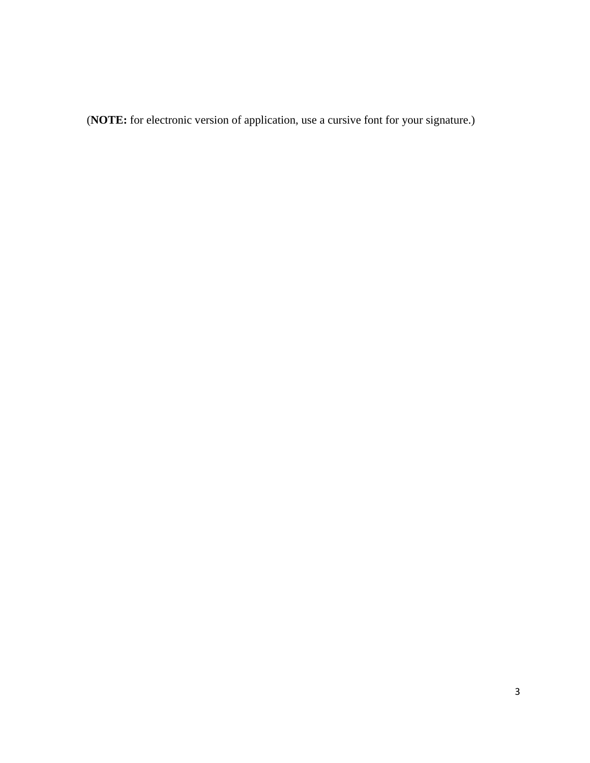(**NOTE:** for electronic version of application, use a cursive font for your signature.)